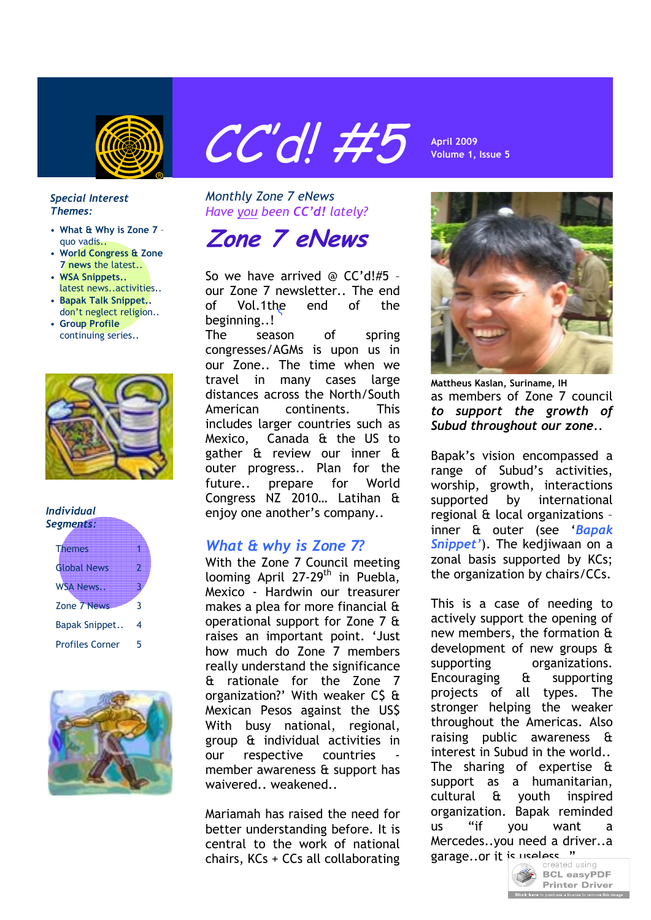# CC'd! #5

April 2009
Volume 1, Issue 5

*Special Interest Themes:*

- **What & Why is Zone 7** – quo vadis..
- **World Congress & Zone 7 news** the latest..
- **WSA Snippets..** latest news..activities..
- **Bapak Talk Snippet..** don't neglect religion..
- **Group Profile** continuing series..

*Individual Segments:*

| | |
|---|---|
| Themes | 1 |
| Global News | 2 |
| WSA News.. | 3 |
| Zone 7 News | 3 |
| Bapak Snippet.. | 4 |
| Profiles Corner | 5 |

*Monthly Zone 7 eNews*

*Have you been **CC'd!** lately?*

## *Zone 7 eNews*

So we have arrived @ CC'd!#5 – our Zone 7 newsletter.. The end of Vol.1the end of the beginning..!

The season of spring congresses/AGMs is upon us in our Zone.. The time when we travel in many cases large distances across the North/South American continents. This includes larger countries such as Mexico, Canada & the US to gather & review our inner & outer progress.. Plan for the future.. prepare for World Congress NZ 2010… Latihan & enjoy one another's company..

### *What & why is Zone 7?*

With the Zone 7 Council meeting looming April 27-29th in Puebla, Mexico - Hardwin our treasurer makes a plea for more financial & operational support for Zone 7 & raises an important point. 'Just how much do Zone 7 members really understand the significance & rationale for the Zone 7 organization?' With weaker C$ & Mexican Pesos against the US$ With busy national, regional, group & individual activities in our respective countries - member awareness & support has waivered.. weakened..

Mariamah has raised the need for better understanding before. It is central to the work of national chairs, KCs + CCs all collaborating

**Mattheus Kaslan, Suriname, IH**

as members of Zone 7 council ***to support the growth of Subud throughout our zone***..

Bapak's vision encompassed a range of Subud's activities, worship, growth, interactions supported by international regional & local organizations – inner & outer (see '***Bapak Snippet***'). The kedjiwaan on a zonal basis supported by KCs; the organization by chairs/CCs.

This is a case of needing to actively support the opening of new members, the formation & development of new groups & supporting organizations. Encouraging & supporting projects of all types. The stronger helping the weaker throughout the Americas. Also raising public awareness & interest in Subud in the world.. The sharing of expertise & support as a humanitarian, cultural & youth inspired organization. Bapak reminded us "if you want a Mercedes..you need a driver..a garage..or it is useless.."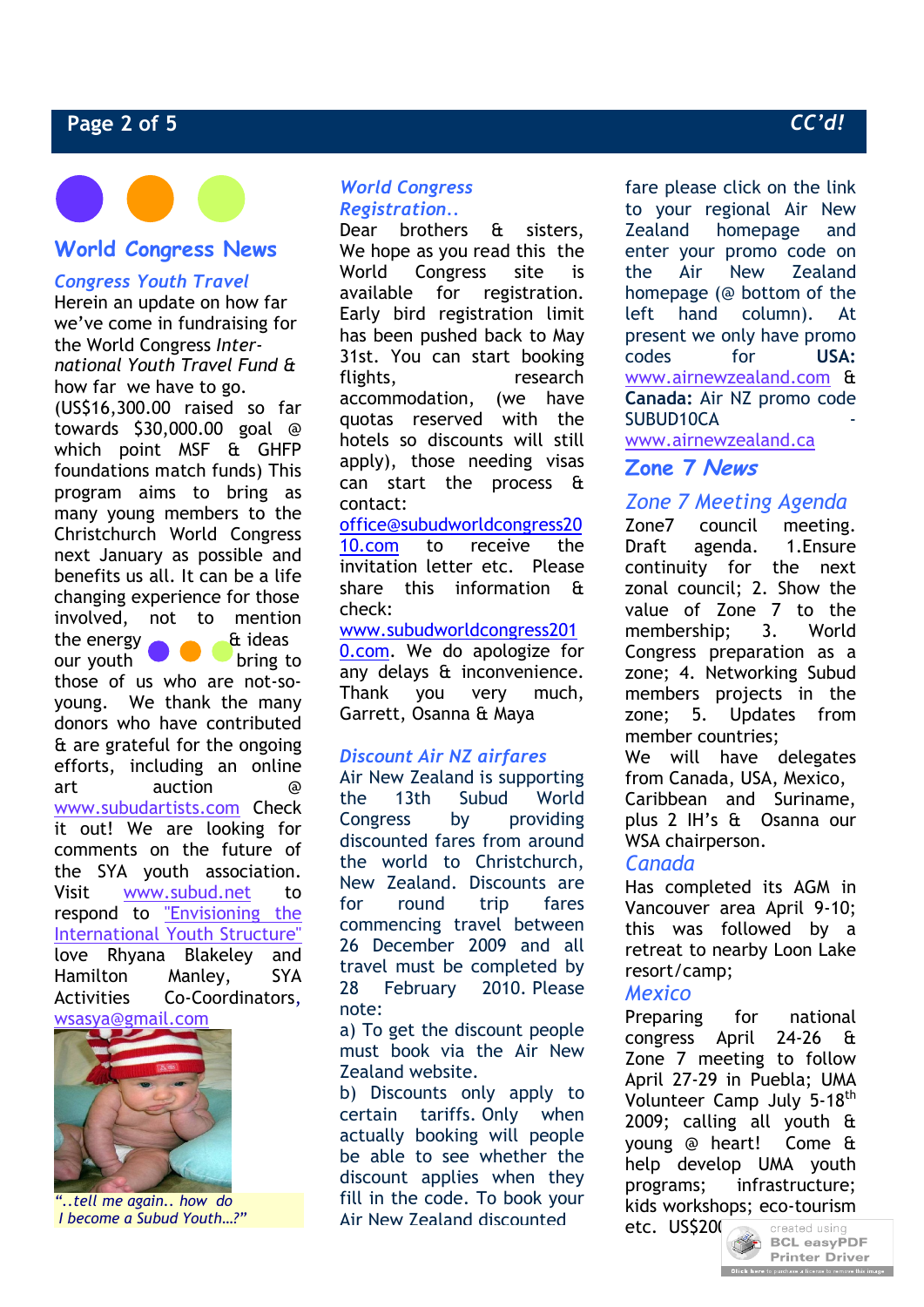## World Congress News

*Congress Youth Travel*

Herein an update on how far we've come in fundraising for the World Congress *International Youth Travel Fund* & how far we have to go. (US$16,300.00 raised so far towards $30,000.00 goal @ which point MSF & GHFP foundations match funds) This program aims to bring as many young members to the Christchurch World Congress next January as possible and benefits us all. It can be a life changing experience for those involved, not to mention the energy & ideas our youth bring to those of us who are not-so-young. We thank the many donors who have contributed & are grateful for the ongoing efforts, including an online art auction @ www.subudartists.com Check it out! We are looking for comments on the future of the SYA youth association. Visit www.subud.net to respond to "Envisioning the International Youth Structure" love Rhyana Blakeley and Hamilton Manley, SYA Activities Co-Coordinators, wsasya@gmail.com

*"..tell me again.. how do I become a Subud Youth…?"*

*World Congress Registration..*

Dear brothers & sisters, We hope as you read this the World Congress site is available for registration. Early bird registration limit has been pushed back to May 31st. You can start booking flights, research accommodation, (we have quotas reserved with the hotels so discounts will still apply), those needing visas can start the process & contact: office@subudworldcongress2010.com to receive the invitation letter etc. Please share this information & check: www.subudworldcongress2010.com. We do apologize for any delays & inconvenience. Thank you very much, Garrett, Osanna & Maya

*Discount Air NZ airfares*

Air New Zealand is supporting the 13th Subud World Congress by providing discounted fares from around the world to Christchurch, New Zealand. Discounts are for round trip fares commencing travel between 26 December 2009 and all travel must be completed by 28 February 2010. Please note:

a) To get the discount people must book via the Air New Zealand website.

b) Discounts only apply to certain tariffs. Only when actually booking will people be able to see whether the discount applies when they fill in the code. To book your Air New Zealand discounted fare please click on the link to your regional Air New Zealand homepage and enter your promo code on the Air New Zealand homepage (@ bottom of the left hand column). At present we only have promo codes for **USA:** www.airnewzealand.com & **Canada:** Air NZ promo code SUBUD10CA - www.airnewzealand.ca

## Zone 7 News

*Zone 7 Meeting Agenda*

Zone7 council meeting. Draft agenda. 1.Ensure continuity for the next zonal council; 2. Show the value of Zone 7 to the membership; 3. World Congress preparation as a zone; 4. Networking Subud members projects in the zone; 5. Updates from member countries;

We will have delegates from Canada, USA, Mexico, Caribbean and Suriname, plus 2 IH's & Osanna our WSA chairperson.

*Canada*

Has completed its AGM in Vancouver area April 9-10; this was followed by a retreat to nearby Loon Lake resort/camp;

*Mexico*

Preparing for national congress April 24-26 & Zone 7 meeting to follow April 27-29 in Puebla; UMA Volunteer Camp July 5-18th 2009; calling all youth & young @ heart! Come & help develop UMA youth programs; infrastructure; kids workshops; eco-tourism etc. US$20(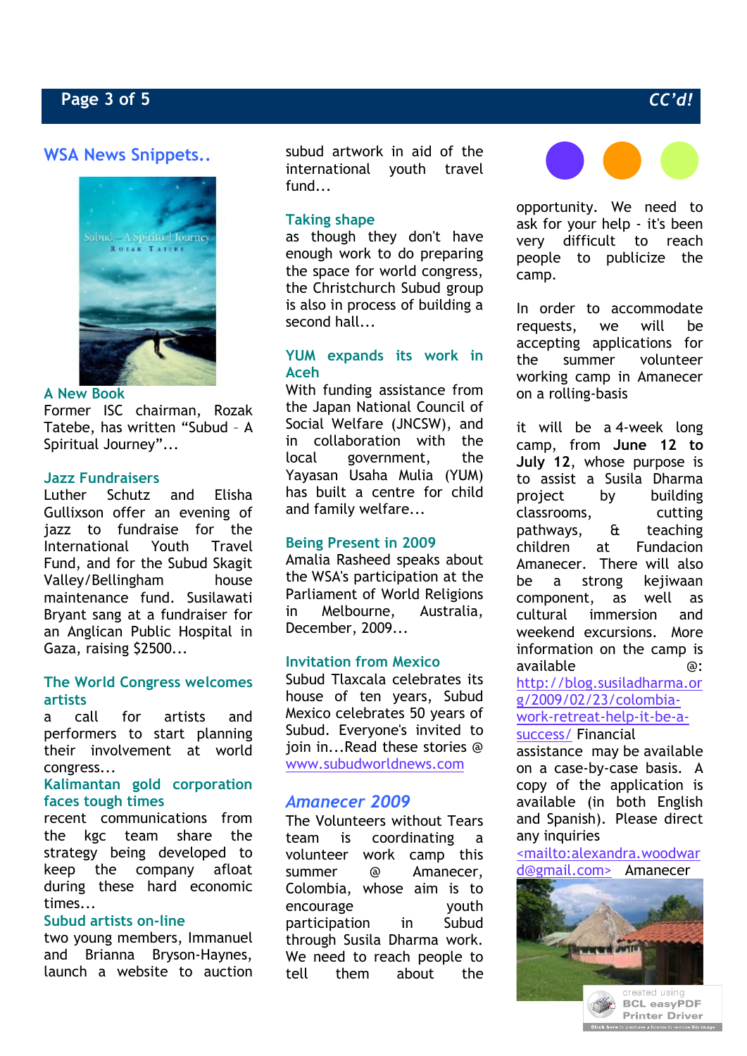## WSA News Snippets..

### A New Book

Former ISC chairman, Rozak Tatebe, has written "Subud – A Spiritual Journey"...

### Jazz Fundraisers

Luther Schutz and Elisha Gullixson offer an evening of jazz to fundraise for the International Youth Travel Fund, and for the Subud Skagit Valley/Bellingham house maintenance fund. Susilawati Bryant sang at a fundraiser for an Anglican Public Hospital in Gaza, raising $2500...

### The World Congress welcomes artists

a call for artists and performers to start planning their involvement at world congress...

### Kalimantan gold corporation faces tough times

recent communications from the kgc team share the strategy being developed to keep the company afloat during these hard economic times...

### Subud artists on-line

two young members, Immanuel and Brianna Bryson-Haynes, launch a website to auction subud artwork in aid of the international youth travel fund...

### Taking shape

as though they don't have enough work to do preparing the space for world congress, the Christchurch Subud group is also in process of building a second hall...

### YUM expands its work in Aceh

With funding assistance from the Japan National Council of Social Welfare (JNCSW), and in collaboration with the local government, the Yayasan Usaha Mulia (YUM) has built a centre for child and family welfare...

### Being Present in 2009

Amalia Rasheed speaks about the WSA's participation at the Parliament of World Religions in Melbourne, Australia, December, 2009...

### Invitation from Mexico

Subud Tlaxcala celebrates its house of ten years, Subud Mexico celebrates 50 years of Subud. Everyone's invited to join in...Read these stories @ www.subudworldnews.com

## *Amanecer 2009*

The Volunteers without Tears team is coordinating a volunteer work camp this summer @ Amanecer, Colombia, whose aim is to encourage youth participation in Subud through Susila Dharma work. We need to reach people to tell them about the opportunity. We need to ask for your help - it's been very difficult to reach people to publicize the camp.

In order to accommodate requests, we will be accepting applications for the summer volunteer working camp in Amanecer on a rolling-basis

it will be a 4-week long camp, from **June 12 to July 12**, whose purpose is to assist a Susila Dharma project by building classrooms, cutting pathways, & teaching children at Fundacion Amanecer. There will also be a strong kejiwaan component, as well as cultural immersion and weekend excursions. More information on the camp is available @: http://blog.susiladharma.org/2009/02/23/colombia-work-retreat-help-it-be-a-success/ Financial assistance may be available on a case-by-case basis. A copy of the application is available (in both English and Spanish). Please direct any inquiries <mailto:alexandra.woodward@gmail.com> Amanecer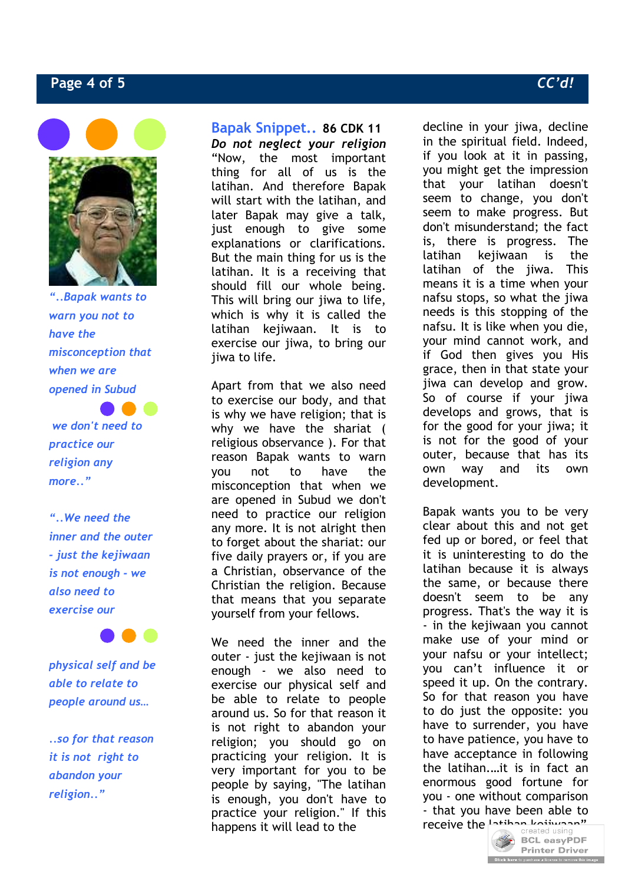*"..Bapak wants to warn you not to have the misconception that when we are opened in Subud we don't need to practice our religion any more.."*

*"..We need the inner and the outer - just the kejiwaan is not enough - we also need to exercise our physical self and be able to relate to people around us…*

*..so for that reason it is not right to abandon your religion.."*

## Bapak Snippet.. 86 CDK 11

***Do not neglect your religion***

"Now, the most important thing for all of us is the latihan. And therefore Bapak will start with the latihan, and later Bapak may give a talk, just enough to give some explanations or clarifications. But the main thing for us is the latihan. It is a receiving that should fill our whole being. This will bring our jiwa to life, which is why it is called the latihan kejiwaan. It is to exercise our jiwa, to bring our jiwa to life.

Apart from that we also need to exercise our body, and that is why we have religion; that is why we have the shariat ( religious observance ). For that reason Bapak wants to warn you not to have the misconception that when we are opened in Subud we don't need to practice our religion any more. It is not alright then to forget about the shariat: our five daily prayers or, if you are a Christian, observance of the Christian the religion. Because that means that you separate yourself from your fellows.

We need the inner and the outer - just the kejiwaan is not enough - we also need to exercise our physical self and be able to relate to people around us. So for that reason it is not right to abandon your religion; you should go on practicing your religion. It is very important for you to be people by saying, "The latihan is enough, you don't have to practice your religion." If this happens it will lead to the decline in your jiwa, decline in the spiritual field. Indeed, if you look at it in passing, you might get the impression that your latihan doesn't seem to change, you don't seem to make progress. But don't misunderstand; the fact is, there is progress. The latihan kejiwaan is the latihan of the jiwa. This means it is a time when your nafsu stops, so what the jiwa needs is this stopping of the nafsu. It is like when you die, your mind cannot work, and if God then gives you His grace, then in that state your jiwa can develop and grow. So of course if your jiwa develops and grows, that is for the good for your jiwa; it is not for the good of your outer, because that has its own way and its own development.

Bapak wants you to be very clear about this and not get fed up or bored, or feel that it is uninteresting to do the latihan because it is always the same, or because there doesn't seem to be any progress. That's the way it is - in the kejiwaan you cannot make use of your mind or your nafsu or your intellect; you can't influence it or speed it up. On the contrary. So for that reason you have to do just the opposite: you have to surrender, you have to have patience, you have to have acceptance in following the latihan….it is in fact an enormous good fortune for you - one without comparison - that you have been able to receive the latihan kejiwaan"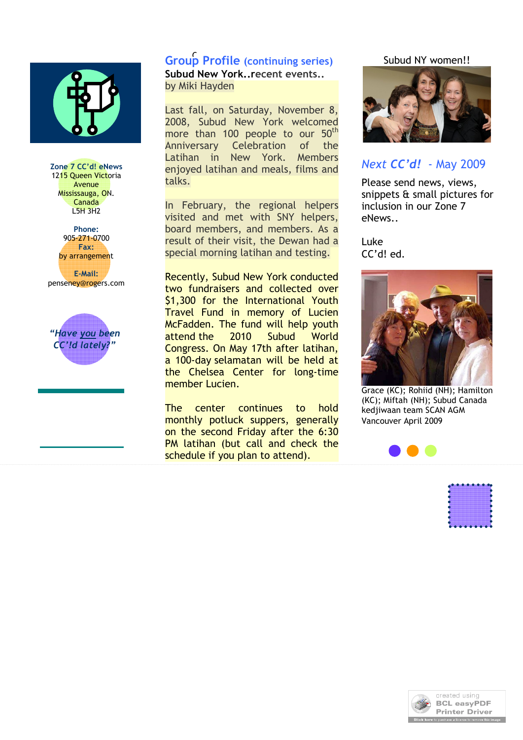Zone 7 CC'd! eNews
1215 Queen Victoria Avenue
Mississauga, ON.
Canada
L5H 3H2

**Phone:**
905-271-0700
**Fax:**
by arrangement

**E-Mail:**
penseney@rogers.com

*"Have you been CC'ld lately?"*

## Group Profile (continuing series)

**Subud New York..recent events..**
by Miki Hayden

Last fall, on Saturday, November 8, 2008, Subud New York welcomed more than 100 people to our 50th Anniversary Celebration of the Latihan in New York. Members enjoyed latihan and meals, films and talks.

In February, the regional helpers visited and met with SNY helpers, board members, and members. As a result of their visit, the Dewan had a special morning latihan and testing.

Recently, Subud New York conducted two fundraisers and collected over $1,300 for the International Youth Travel Fund in memory of Lucien McFadden. The fund will help youth attend the 2010 Subud World Congress. On May 17th after latihan, a 100-day selamatan will be held at the Chelsea Center for long-time member Lucien.

The center continues to hold monthly potluck suppers, generally on the second Friday after the 6:30 PM latihan (but call and check the schedule if you plan to attend).

Subud NY women!!

## *Next CC'd!* - May 2009

Please send news, views, snippets & small pictures for inclusion in our Zone 7 eNews..

Luke
CC'd! ed.

Grace (KC); Rohiid (NH); Hamilton (KC); Miftah (NH); Subud Canada kedjiwaan team SCAN AGM Vancouver April 2009